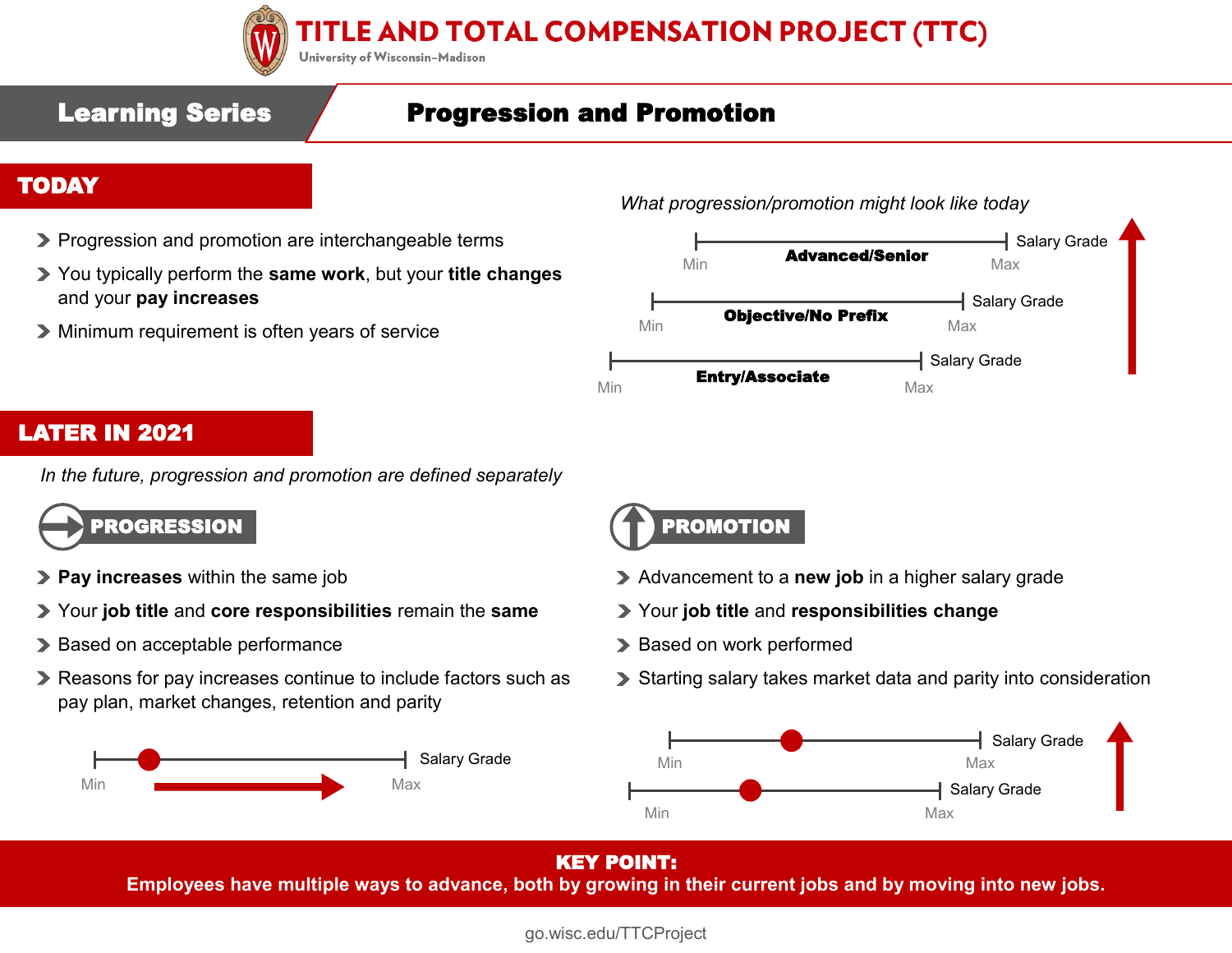# TITLE AND TOTAL COMPENSATION PROJECT (TTC)

University of Wisconsin–Madison

## Learning Series — Progression and Promotion

## TODAY

- Progression and promotion are interchangeable terms
- You typically perform the **same work**, but your **title changes** and your **pay increases**
- Minimum requirement is often years of service

*What progression/promotion might look like today*

- **Advanced/Senior** — Salary Grade (Min – Max)
- **Objective/No Prefix** — Salary Grade (Min – Max)
- **Entry/Associate** — Salary Grade (Min – Max)

## LATER IN 2021

*In the future, progression and promotion are defined separately*

### PROGRESSION

- **Pay increases** within the same job
- Your **job title** and **core responsibilities** remain the **same**
- Based on acceptable performance
- Reasons for pay increases continue to include factors such as pay plan, market changes, retention and parity

Salary Grade (Min – Max)

### PROMOTION

- Advancement to a **new job** in a higher salary grade
- Your **job title** and **responsibilities change**
- Based on work performed
- Starting salary takes market data and parity into consideration

Salary Grade (Min – Max)

Salary Grade (Min – Max)

**KEY POINT:**
**Employees have multiple ways to advance, both by growing in their current jobs and by moving into new jobs.**

go.wisc.edu/TTCProject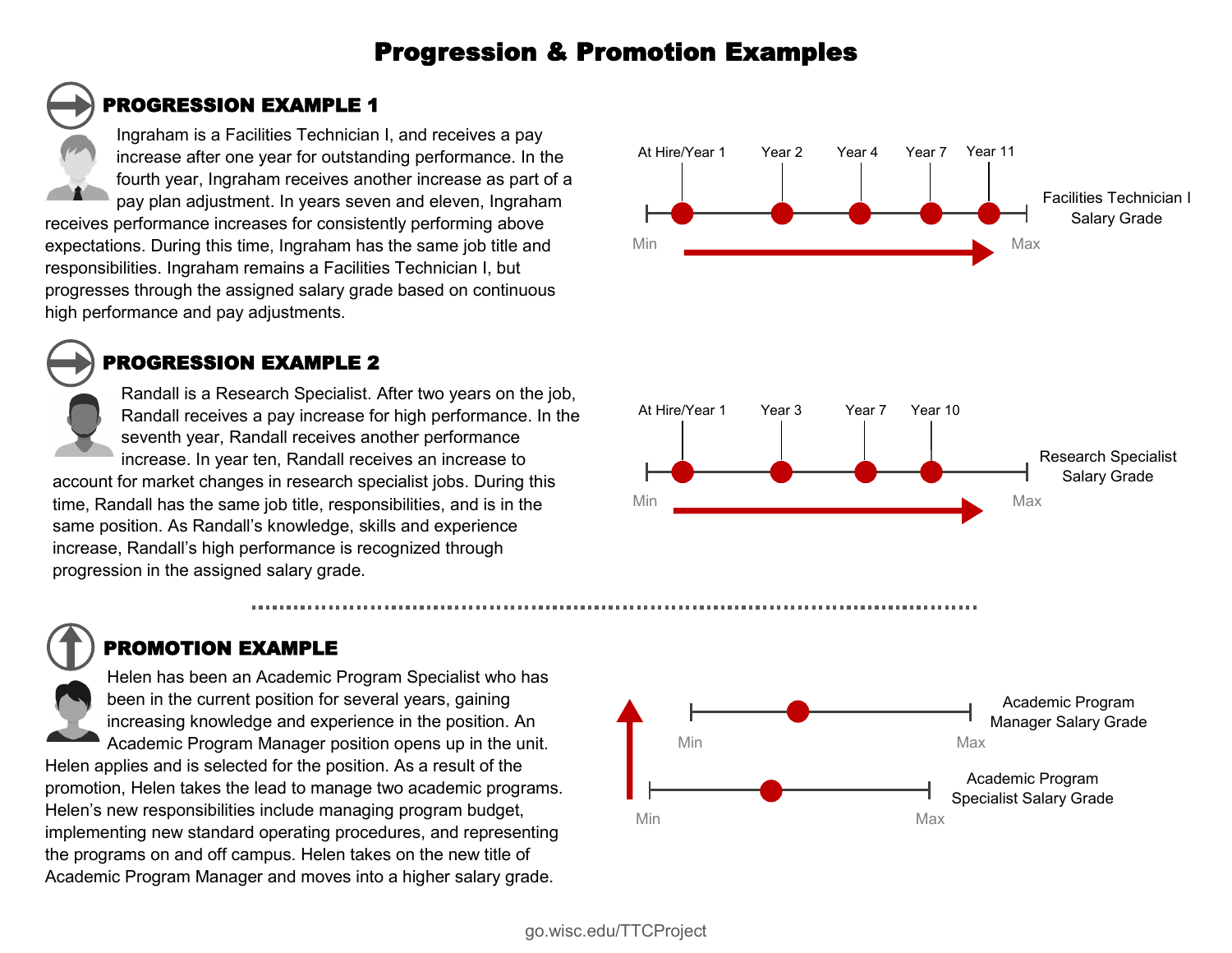# Progression & Promotion Examples

## PROGRESSION EXAMPLE 1

Ingraham is a Facilities Technician I, and receives a pay increase after one year for outstanding performance. In the fourth year, Ingraham receives another increase as part of a pay plan adjustment. In years seven and eleven, Ingraham receives performance increases for consistently performing above expectations. During this time, Ingraham has the same job title and responsibilities. Ingraham remains a Facilities Technician I, but progresses through the assigned salary grade based on continuous high performance and pay adjustments.

At Hire/Year 1
Year 2
Year 4
Year 7
Year 11
Min
Max
Facilities Technician I Salary Grade

## PROGRESSION EXAMPLE 2

Randall is a Research Specialist. After two years on the job, Randall receives a pay increase for high performance. In the seventh year, Randall receives another performance increase. In year ten, Randall receives an increase to account for market changes in research specialist jobs. During this time, Randall has the same job title, responsibilities, and is in the same position. As Randall's knowledge, skills and experience increase, Randall's high performance is recognized through progression in the assigned salary grade.

At Hire/Year 1
Year 3
Year 7
Year 10
Min
Max
Research Specialist Salary Grade

---

## PROMOTION EXAMPLE

Helen has been an Academic Program Specialist who has been in the current position for several years, gaining increasing knowledge and experience in the position. An Academic Program Manager position opens up in the unit. Helen applies and is selected for the position. As a result of the promotion, Helen takes the lead to manage two academic programs. Helen's new responsibilities include managing program budget, implementing new standard operating procedures, and representing the programs on and off campus. Helen takes on the new title of Academic Program Manager and moves into a higher salary grade.

Min
Max
Academic Program Manager Salary Grade
Min
Max
Academic Program Specialist Salary Grade

go.wisc.edu/TTCProject